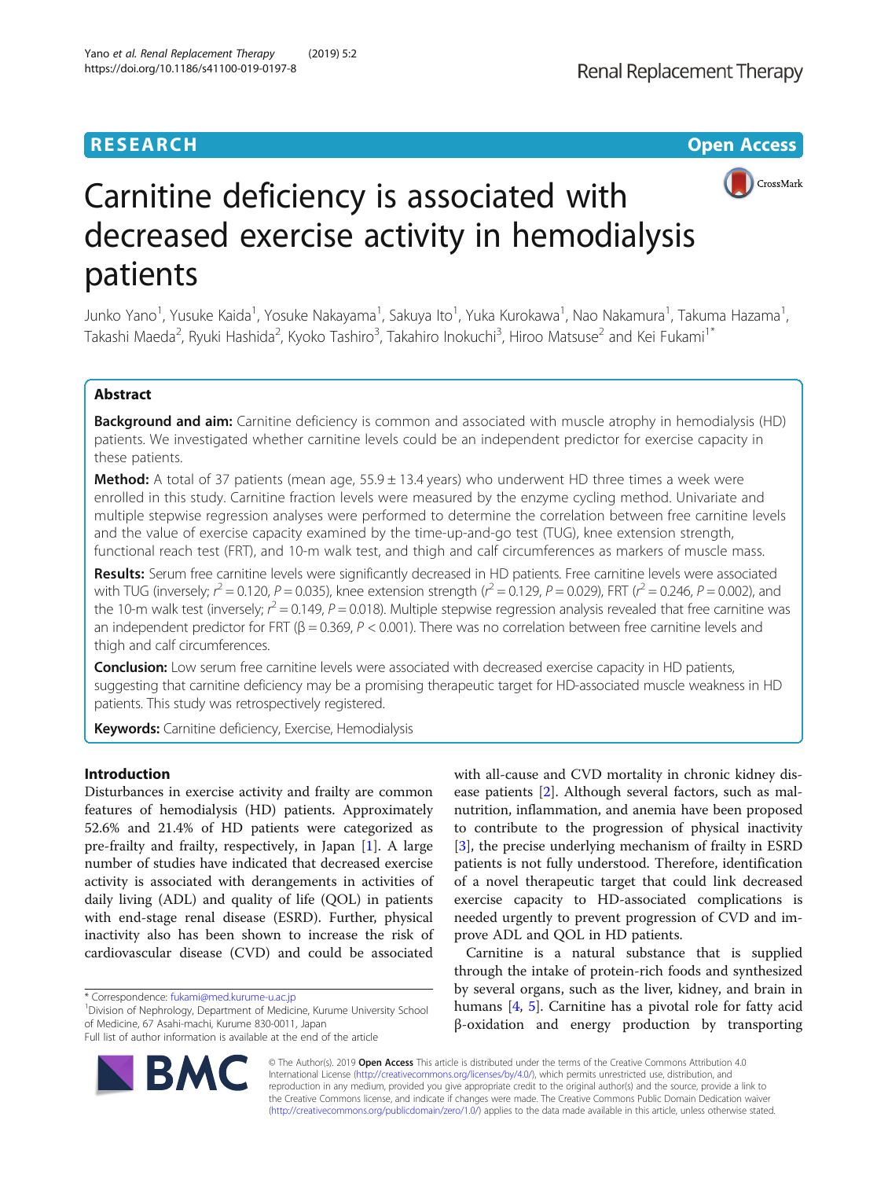RESEARCH

Open Access

# Carnitine deficiency is associated with decreased exercise activity in hemodialysis patients

Junko Yano[1], Yusuke Kaida[1], Yosuke Nakayama[1], Sakuya Ito[1], Yuka Kurokawa[1], Nao Nakamura[1], Takuma Hazama[1], Takashi Maeda[2], Ryuki Hashida[2], Kyoko Tashiro[3], Takahiro Inokuchi[3], Hiroo Matsuse[2] and Kei Fukami[1*]

## Abstract

**Background and aim:** Carnitine deficiency is common and associated with muscle atrophy in hemodialysis (HD) patients. We investigated whether carnitine levels could be an independent predictor for exercise capacity in these patients.

**Method:** A total of 37 patients (mean age, 55.9 ± 13.4 years) who underwent HD three times a week were enrolled in this study. Carnitine fraction levels were measured by the enzyme cycling method. Univariate and multiple stepwise regression analyses were performed to determine the correlation between free carnitine levels and the value of exercise capacity examined by the time-up-and-go test (TUG), knee extension strength, functional reach test (FRT), and 10-m walk test, and thigh and calf circumferences as markers of muscle mass.

**Results:** Serum free carnitine levels were significantly decreased in HD patients. Free carnitine levels were associated with TUG (inversely; $r^2 = 0.120$, $P = 0.035$), knee extension strength ($r^2 = 0.129$, $P = 0.029$), FRT ($r^2 = 0.246$, $P = 0.002$), and the 10-m walk test (inversely; $r^2 = 0.149$, $P = 0.018$). Multiple stepwise regression analysis revealed that free carnitine was an independent predictor for FRT ($\beta = 0.369$, $P < 0.001$). There was no correlation between free carnitine levels and thigh and calf circumferences.

**Conclusion:** Low serum free carnitine levels were associated with decreased exercise capacity in HD patients, suggesting that carnitine deficiency may be a promising therapeutic target for HD-associated muscle weakness in HD patients. This study was retrospectively registered.

**Keywords:** Carnitine deficiency, Exercise, Hemodialysis

## Introduction

Disturbances in exercise activity and frailty are common features of hemodialysis (HD) patients. Approximately 52.6% and 21.4% of HD patients were categorized as pre-frailty and frailty, respectively, in Japan [1]. A large number of studies have indicated that decreased exercise activity is associated with derangements in activities of daily living (ADL) and quality of life (QOL) in patients with end-stage renal disease (ESRD). Further, physical inactivity also has been shown to increase the risk of cardiovascular disease (CVD) and could be associated with all-cause and CVD mortality in chronic kidney disease patients [2]. Although several factors, such as malnutrition, inflammation, and anemia have been proposed to contribute to the progression of physical inactivity [3], the precise underlying mechanism of frailty in ESRD patients is not fully understood. Therefore, identification of a novel therapeutic target that could link decreased exercise capacity to HD-associated complications is needed urgently to prevent progression of CVD and improve ADL and QOL in HD patients.

Carnitine is a natural substance that is supplied through the intake of protein-rich foods and synthesized by several organs, such as the liver, kidney, and brain in humans [4, 5]. Carnitine has a pivotal role for fatty acid β-oxidation and energy production by transporting

\* Correspondence: fukami@med.kurume-u.ac.jp
[1]Division of Nephrology, Department of Medicine, Kurume University School of Medicine, 67 Asahi-machi, Kurume 830-0011, Japan
Full list of author information is available at the end of the article

© The Author(s). 2019 **Open Access** This article is distributed under the terms of the Creative Commons Attribution 4.0 International License (http://creativecommons.org/licenses/by/4.0/), which permits unrestricted use, distribution, and reproduction in any medium, provided you give appropriate credit to the original author(s) and the source, provide a link to the Creative Commons license, and indicate if changes were made. The Creative Commons Public Domain Dedication waiver (http://creativecommons.org/publicdomain/zero/1.0/) applies to the data made available in this article, unless otherwise stated.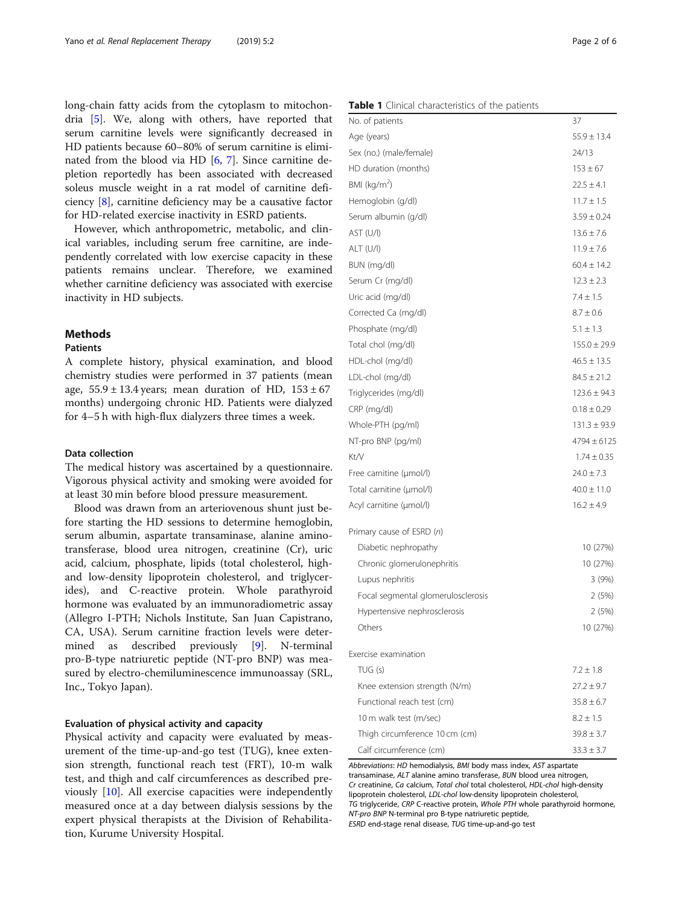long-chain fatty acids from the cytoplasm to mitochondria [5]. We, along with others, have reported that serum carnitine levels were significantly decreased in HD patients because 60–80% of serum carnitine is eliminated from the blood via HD [6, 7]. Since carnitine depletion reportedly has been associated with decreased soleus muscle weight in a rat model of carnitine deficiency [8], carnitine deficiency may be a causative factor for HD-related exercise inactivity in ESRD patients.

However, which anthropometric, metabolic, and clinical variables, including serum free carnitine, are independently correlated with low exercise capacity in these patients remains unclear. Therefore, we examined whether carnitine deficiency was associated with exercise inactivity in HD subjects.

## Methods

### Patients

A complete history, physical examination, and blood chemistry studies were performed in 37 patients (mean age, 55.9 ± 13.4 years; mean duration of HD, 153 ± 67 months) undergoing chronic HD. Patients were dialyzed for 4–5 h with high-flux dialyzers three times a week.

### Data collection

The medical history was ascertained by a questionnaire. Vigorous physical activity and smoking were avoided for at least 30 min before blood pressure measurement.

Blood was drawn from an arteriovenous shunt just before starting the HD sessions to determine hemoglobin, serum albumin, aspartate transaminase, alanine aminotransferase, blood urea nitrogen, creatinine (Cr), uric acid, calcium, phosphate, lipids (total cholesterol, high- and low-density lipoprotein cholesterol, and triglycerides), and C-reactive protein. Whole parathyroid hormone was evaluated by an immunoradiometric assay (Allegro I-PTH; Nichols Institute, San Juan Capistrano, CA, USA). Serum carnitine fraction levels were determined as described previously [9]. N-terminal pro-B-type natriuretic peptide (NT-pro BNP) was measured by electro-chemiluminescence immunoassay (SRL, Inc., Tokyo Japan).

### Evaluation of physical activity and capacity

Physical activity and capacity were evaluated by measurement of the time-up-and-go test (TUG), knee extension strength, functional reach test (FRT), 10-m walk test, and thigh and calf circumferences as described previously [10]. All exercise capacities were independently measured once at a day between dialysis sessions by the expert physical therapists at the Division of Rehabilitation, Kurume University Hospital.

**Table 1** Clinical characteristics of the patients

| | |
|---|---|
| No. of patients | 37 |
| Age (years) | 55.9 ± 13.4 |
| Sex (no.) (male/female) | 24/13 |
| HD duration (months) | 153 ± 67 |
| BMI (kg/m$^2$) | 22.5 ± 4.1 |
| Hemoglobin (g/dl) | 11.7 ± 1.5 |
| Serum albumin (g/dl) | 3.59 ± 0.24 |
| AST (U/l) | 13.6 ± 7.6 |
| ALT (U/l) | 11.9 ± 7.6 |
| BUN (mg/dl) | 60.4 ± 14.2 |
| Serum Cr (mg/dl) | 12.3 ± 2.3 |
| Uric acid (mg/dl) | 7.4 ± 1.5 |
| Corrected Ca (mg/dl) | 8.7 ± 0.6 |
| Phosphate (mg/dl) | 5.1 ± 1.3 |
| Total chol (mg/dl) | 155.0 ± 29.9 |
| HDL-chol (mg/dl) | 46.5 ± 13.5 |
| LDL-chol (mg/dl) | 84.5 ± 21.2 |
| Triglycerides (mg/dl) | 123.6 ± 94.3 |
| CRP (mg/dl) | 0.18 ± 0.29 |
| Whole-PTH (pg/ml) | 131.3 ± 93.9 |
| NT-pro BNP (pg/ml) | 4794 ± 6125 |
| Kt/V | 1.74 ± 0.35 |
| Free carnitine (μmol/l) | 24.0 ± 7.3 |
| Total carnitine (μmol/l) | 40.0 ± 11.0 |
| Acyl carnitine (μmol/l) | 16.2 ± 4.9 |
| Primary cause of ESRD (*n*) | |
| Diabetic nephropathy | 10 (27%) |
| Chronic glomerulonephritis | 10 (27%) |
| Lupus nephritis | 3 (9%) |
| Focal segmental glomerulosclerosis | 2 (5%) |
| Hypertensive nephrosclerosis | 2 (5%) |
| Others | 10 (27%) |
| Exercise examination | |
| TUG (s) | 7.2 ± 1.8 |
| Knee extension strength (N/m) | 27.2 ± 9.7 |
| Functional reach test (cm) | 35.8 ± 6.7 |
| 10 m walk test (m/sec) | 8.2 ± 1.5 |
| Thigh circumference 10 cm (cm) | 39.8 ± 3.7 |
| Calf circumference (cm) | 33.3 ± 3.7 |

*Abbreviations*: *HD* hemodialysis, *BMI* body mass index, *AST* aspartate transaminase, *ALT* alanine amino transferase, *BUN* blood urea nitrogen, *Cr* creatinine, *Ca* calcium, *Total chol* total cholesterol, *HDL-chol* high-density lipoprotein cholesterol, *LDL-chol* low-density lipoprotein cholesterol, *TG* triglyceride, *CRP* C-reactive protein, *Whole PTH* whole parathyroid hormone, *NT-pro BNP* N-terminal pro B-type natriuretic peptide, *ESRD* end-stage renal disease, *TUG* time-up-and-go test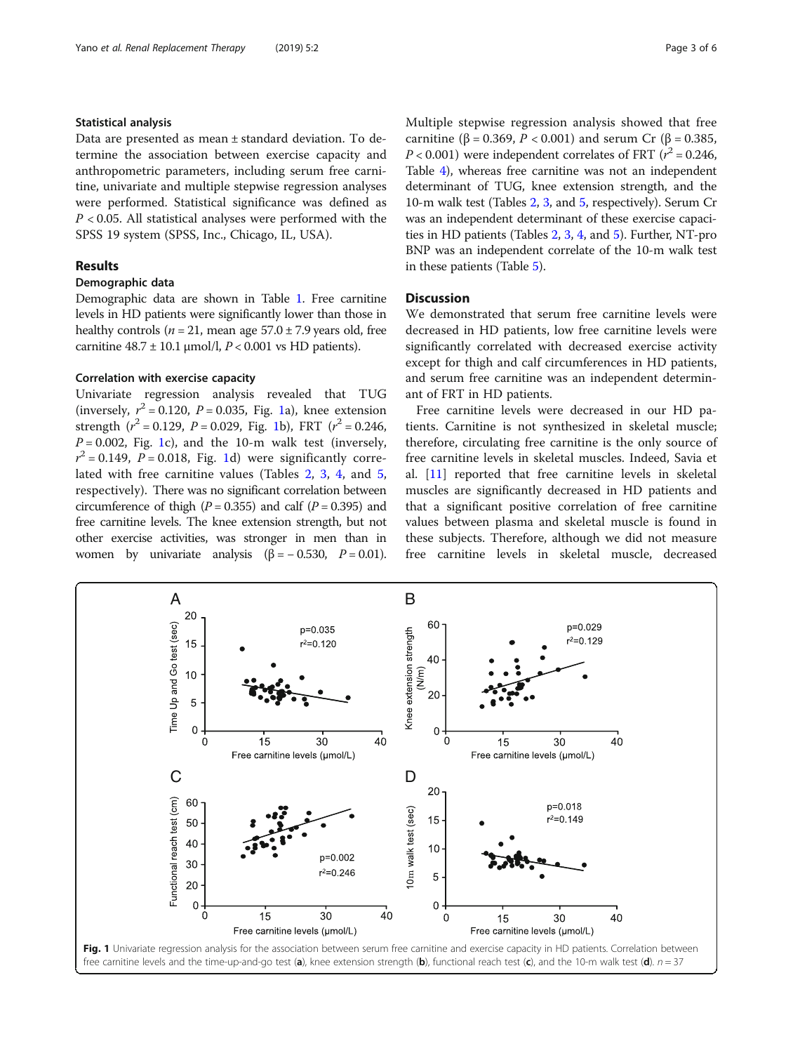### Statistical analysis

Data are presented as mean ± standard deviation. To determine the association between exercise capacity and anthropometric parameters, including serum free carnitine, univariate and multiple stepwise regression analyses were performed. Statistical significance was defined as $P < 0.05$. All statistical analyses were performed with the SPSS 19 system (SPSS, Inc., Chicago, IL, USA).

## Results

### Demographic data

Demographic data are shown in Table 1. Free carnitine levels in HD patients were significantly lower than those in healthy controls ($n = 21$, mean age $57.0 \pm 7.9$ years old, free carnitine $48.7 \pm 10.1$ μmol/l, $P < 0.001$ vs HD patients).

### Correlation with exercise capacity

Univariate regression analysis revealed that TUG (inversely, $r^2 = 0.120$, $P = 0.035$, Fig. 1a), knee extension strength ($r^2 = 0.129$, $P = 0.029$, Fig. 1b), FRT ($r^2 = 0.246$, $P = 0.002$, Fig. 1c), and the 10-m walk test (inversely, $r^2 = 0.149$, $P = 0.018$, Fig. 1d) were significantly correlated with free carnitine values (Tables 2, 3, 4, and 5, respectively). There was no significant correlation between circumference of thigh ($P = 0.355$) and calf ($P = 0.395$) and free carnitine levels. The knee extension strength, but not other exercise activities, was stronger in men than in women by univariate analysis ($\beta = -0.530$, $P = 0.01$). Multiple stepwise regression analysis showed that free carnitine ($\beta = 0.369$, $P < 0.001$) and serum Cr ($\beta = 0.385$, $P < 0.001$) were independent correlates of FRT ($r^2 = 0.246$, Table 4), whereas free carnitine was not an independent determinant of TUG, knee extension strength, and the 10-m walk test (Tables 2, 3, and 5, respectively). Serum Cr was an independent determinant of these exercise capacities in HD patients (Tables 2, 3, 4, and 5). Further, NT-pro BNP was an independent correlate of the 10-m walk test in these patients (Table 5).

## Discussion

We demonstrated that serum free carnitine levels were decreased in HD patients, low free carnitine levels were significantly correlated with decreased exercise activity except for thigh and calf circumferences in HD patients, and serum free carnitine was an independent determinant of FRT in HD patients.

Free carnitine levels were decreased in our HD patients. Carnitine is not synthesized in skeletal muscle; therefore, circulating free carnitine is the only source of free carnitine levels in skeletal muscles. Indeed, Savia et al. [11] reported that free carnitine levels in skeletal muscles are significantly decreased in HD patients and that a significant positive correlation of free carnitine values between plasma and skeletal muscle is found in these subjects. Therefore, although we did not measure free carnitine levels in skeletal muscle, decreased

**Fig. 1** Univariate regression analysis for the association between serum free carnitine and exercise capacity in HD patients. Correlation between free carnitine levels and the time-up-and-go test (**a**), knee extension strength (**b**), functional reach test (**c**), and the 10-m walk test (**d**). $n = 37$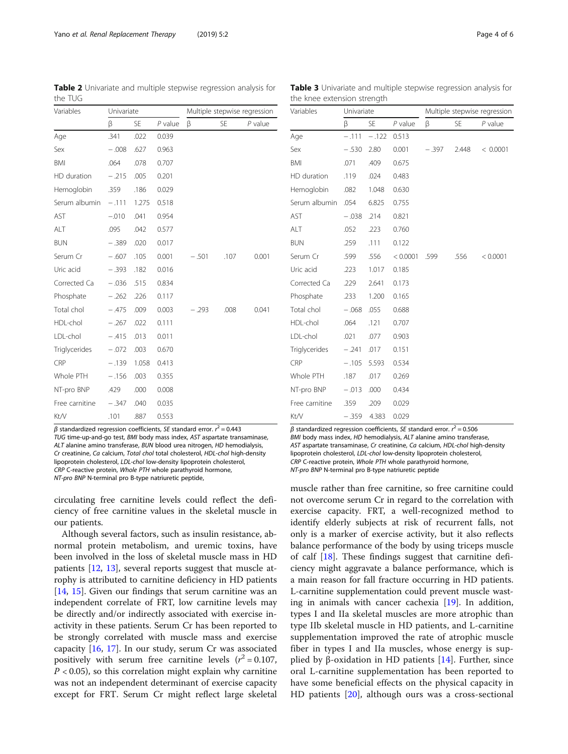**Table 2** Univariate and multiple stepwise regression analysis for the TUG

| Variables | Univariate | | | Multiple stepwise regression | | |
|---|---|---|---|---|---|---|
| | β | SE | *P* value | β | SE | *P* value |
| Age | .341 | .022 | 0.039 | | | |
| Sex | − .008 | .627 | 0.963 | | | |
| BMI | .064 | .078 | 0.707 | | | |
| HD duration | − .215 | .005 | 0.201 | | | |
| Hemoglobin | .359 | .186 | 0.029 | | | |
| Serum albumin | − .111 | 1.275 | 0.518 | | | |
| AST | −.010 | .041 | 0.954 | | | |
| ALT | .095 | .042 | 0.577 | | | |
| BUN | − .389 | .020 | 0.017 | | | |
| Serum Cr | − .607 | .105 | 0.001 | − .501 | .107 | 0.001 |
| Uric acid | − .393 | .182 | 0.016 | | | |
| Corrected Ca | − .036 | .515 | 0.834 | | | |
| Phosphate | − .262 | .226 | 0.117 | | | |
| Total chol | − .475 | .009 | 0.003 | − .293 | .008 | 0.041 |
| HDL-chol | − .267 | .022 | 0.111 | | | |
| LDL-chol | − .415 | .013 | 0.011 | | | |
| Triglycerides | − .072 | .003 | 0.670 | | | |
| CRP | − .139 | 1.058 | 0.413 | | | |
| Whole PTH | − .156 | .003 | 0.355 | | | |
| NT-pro BNP | .429 | .000 | 0.008 | | | |
| Free carnitine | − .347 | .040 | 0.035 | | | |
| Kt/V | .101 | .887 | 0.553 | | | |

*β* standardized regression coefficients, *SE* standard error. $r^2 = 0.443$
*TUG* time-up-and-go test, *BMI* body mass index, *AST* aspartate transaminase, *ALT* alanine amino transferase, *BUN* blood urea nitrogen, *HD* hemodialysis, *Cr* creatinine, *Ca* calcium, *Total chol* total cholesterol, *HDL-chol* high-density lipoprotein cholesterol, *LDL-chol* low-density lipoprotein cholesterol, *CRP* C-reactive protein, *Whole PTH* whole parathyroid hormone, *NT-pro BNP* N-terminal pro B-type natriuretic peptide,

**Table 3** Univariate and multiple stepwise regression analysis for the knee extension strength

| Variables | Univariate | | | Multiple stepwise regression | | |
|---|---|---|---|---|---|---|
| | β | SE | *P* value | β | SE | *P* value |
| Age | − .111 | − .122 | 0.513 | | | |
| Sex | − .530 | 2.80 | 0.001 | − .397 | 2.448 | < 0.0001 |
| BMI | .071 | .409 | 0.675 | | | |
| HD duration | .119 | .024 | 0.483 | | | |
| Hemoglobin | .082 | 1.048 | 0.630 | | | |
| Serum albumin | .054 | 6.825 | 0.755 | | | |
| AST | − .038 | .214 | 0.821 | | | |
| ALT | .052 | .223 | 0.760 | | | |
| BUN | .259 | .111 | 0.122 | | | |
| Serum Cr | .599 | .556 | < 0.0001 | .599 | .556 | < 0.0001 |
| Uric acid | .223 | 1.017 | 0.185 | | | |
| Corrected Ca | .229 | 2.641 | 0.173 | | | |
| Phosphate | .233 | 1.200 | 0.165 | | | |
| Total chol | − .068 | .055 | 0.688 | | | |
| HDL-chol | .064 | .121 | 0.707 | | | |
| LDL-chol | .021 | .077 | 0.903 | | | |
| Triglycerides | − .241 | .017 | 0.151 | | | |
| CRP | − .105 | 5.593 | 0.534 | | | |
| Whole PTH | .187 | .017 | 0.269 | | | |
| NT-pro BNP | − .013 | .000 | 0.434 | | | |
| Free carnitine | .359 | .209 | 0.029 | | | |
| Kt/V | − .359 | 4.383 | 0.029 | | | |

*β* standardized regression coefficients, *SE* standard error. $r^2 = 0.506$
*BMI* body mass index, *HD* hemodialysis, *ALT* alanine amino transferase, *AST* aspartate transaminase, *Cr* creatinine, *Ca* calcium, *HDL-chol* high-density lipoprotein cholesterol, *LDL-chol* low-density lipoprotein cholesterol, *CRP* C-reactive protein, *Whole PTH* whole parathyroid hormone, *NT-pro BNP* N-terminal pro B-type natriuretic peptide

circulating free carnitine levels could reflect the deficiency of free carnitine values in the skeletal muscle in our patients.

Although several factors, such as insulin resistance, abnormal protein metabolism, and uremic toxins, have been involved in the loss of skeletal muscle mass in HD patients [12, 13], several reports suggest that muscle atrophy is attributed to carnitine deficiency in HD patients [14, 15]. Given our findings that serum carnitine was an independent correlate of FRT, low carnitine levels may be directly and/or indirectly associated with exercise inactivity in these patients. Serum Cr has been reported to be strongly correlated with muscle mass and exercise capacity [16, 17]. In our study, serum Cr was associated positively with serum free carnitine levels ($r^2 = 0.107$, $P < 0.05$), so this correlation might explain why carnitine was not an independent determinant of exercise capacity except for FRT. Serum Cr might reflect large skeletal muscle rather than free carnitine, so free carnitine could not overcome serum Cr in regard to the correlation with exercise capacity. FRT, a well-recognized method to identify elderly subjects at risk of recurrent falls, not only is a marker of exercise activity, but it also reflects balance performance of the body by using triceps muscle of calf [18]. These findings suggest that carnitine deficiency might aggravate a balance performance, which is a main reason for fall fracture occurring in HD patients. L-carnitine supplementation could prevent muscle wasting in animals with cancer cachexia [19]. In addition, types I and IIa skeletal muscles are more atrophic than type IIb skeletal muscle in HD patients, and L-carnitine supplementation improved the rate of atrophic muscle fiber in types I and IIa muscles, whose energy is supplied by β-oxidation in HD patients [14]. Further, since oral L-carnitine supplementation has been reported to have some beneficial effects on the physical capacity in HD patients [20], although ours was a cross-sectional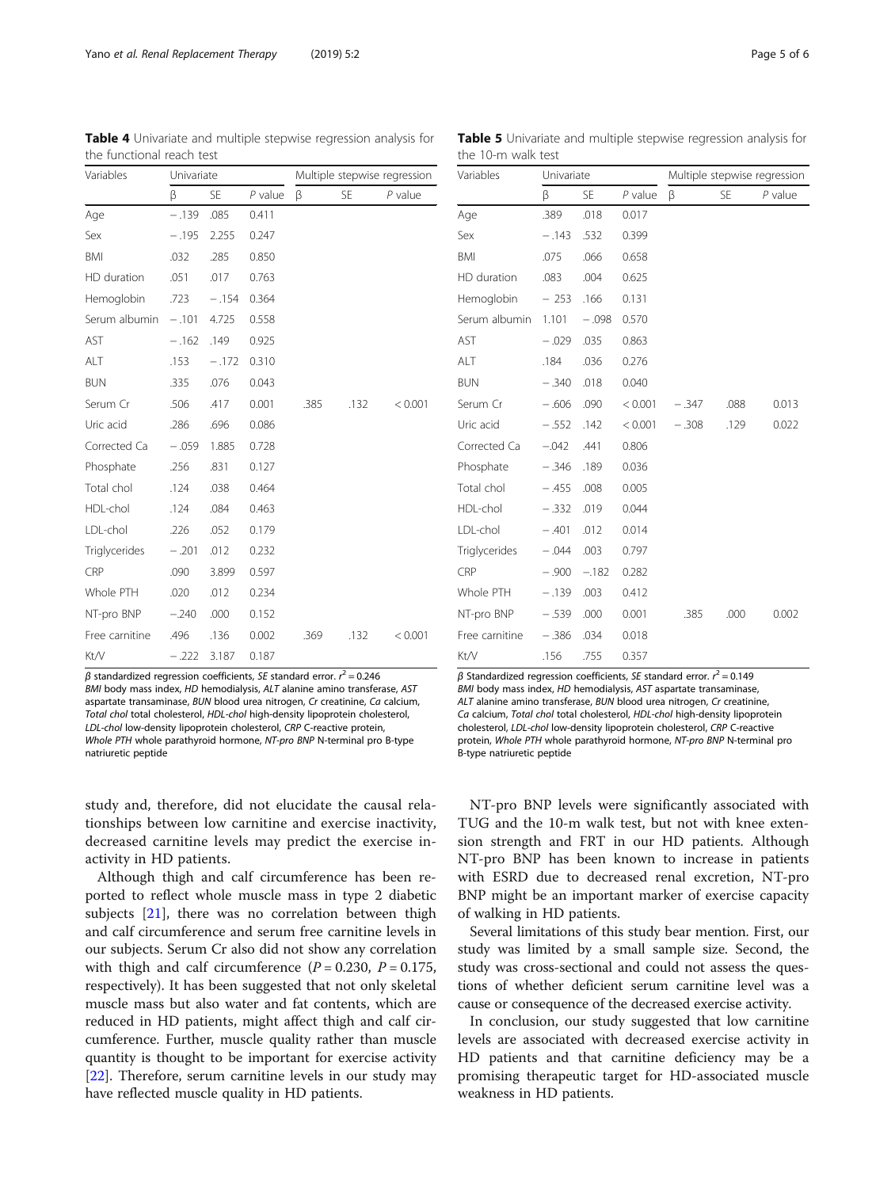**Table 4** Univariate and multiple stepwise regression analysis for the functional reach test

| Variables | Univariate | | | Multiple stepwise regression | | |
|---|---|---|---|---|---|---|
| | β | SE | *P* value | β | SE | *P* value |
| Age | − .139 | .085 | 0.411 | | | |
| Sex | − .195 | 2.255 | 0.247 | | | |
| BMI | .032 | .285 | 0.850 | | | |
| HD duration | .051 | .017 | 0.763 | | | |
| Hemoglobin | .723 | − .154 | 0.364 | | | |
| Serum albumin | − .101 | 4.725 | 0.558 | | | |
| AST | − .162 | .149 | 0.925 | | | |
| ALT | .153 | − .172 | 0.310 | | | |
| BUN | .335 | .076 | 0.043 | | | |
| Serum Cr | .506 | .417 | 0.001 | .385 | .132 | < 0.001 |
| Uric acid | .286 | .696 | 0.086 | | | |
| Corrected Ca | − .059 | 1.885 | 0.728 | | | |
| Phosphate | .256 | .831 | 0.127 | | | |
| Total chol | .124 | .038 | 0.464 | | | |
| HDL-chol | .124 | .084 | 0.463 | | | |
| LDL-chol | .226 | .052 | 0.179 | | | |
| Triglycerides | − .201 | .012 | 0.232 | | | |
| CRP | .090 | 3.899 | 0.597 | | | |
| Whole PTH | .020 | .012 | 0.234 | | | |
| NT-pro BNP | −.240 | .000 | 0.152 | | | |
| Free carnitine | .496 | .136 | 0.002 | .369 | .132 | < 0.001 |
| Kt/V | − .222 | 3.187 | 0.187 | | | |

*β* standardized regression coefficients, *SE* standard error. $r^2 = 0.246$
*BMI* body mass index, *HD* hemodialysis, *ALT* alanine amino transferase, *AST* aspartate transaminase, *BUN* blood urea nitrogen, *Cr* creatinine, *Ca* calcium, *Total chol* total cholesterol, *HDL-chol* high-density lipoprotein cholesterol, *LDL-chol* low-density lipoprotein cholesterol, *CRP* C-reactive protein, *Whole PTH* whole parathyroid hormone, *NT-pro BNP* N-terminal pro B-type natriuretic peptide

**Table 5** Univariate and multiple stepwise regression analysis for the 10-m walk test

| Variables | Univariate | | | Multiple stepwise regression | | |
|---|---|---|---|---|---|---|
| | β | SE | *P* value | β | SE | *P* value |
| Age | .389 | .018 | 0.017 | | | |
| Sex | − .143 | .532 | 0.399 | | | |
| BMI | .075 | .066 | 0.658 | | | |
| HD duration | .083 | .004 | 0.625 | | | |
| Hemoglobin | − 253 | .166 | 0.131 | | | |
| Serum albumin | 1.101 | − .098 | 0.570 | | | |
| AST | − .029 | .035 | 0.863 | | | |
| ALT | .184 | .036 | 0.276 | | | |
| BUN | − .340 | .018 | 0.040 | | | |
| Serum Cr | − .606 | .090 | < 0.001 | − .347 | .088 | 0.013 |
| Uric acid | − .552 | .142 | < 0.001 | − .308 | .129 | 0.022 |
| Corrected Ca | −.042 | .441 | 0.806 | | | |
| Phosphate | − .346 | .189 | 0.036 | | | |
| Total chol | − .455 | .008 | 0.005 | | | |
| HDL-chol | − .332 | .019 | 0.044 | | | |
| LDL-chol | − .401 | .012 | 0.014 | | | |
| Triglycerides | − .044 | .003 | 0.797 | | | |
| CRP | − .900 | −.182 | 0.282 | | | |
| Whole PTH | − .139 | .003 | 0.412 | | | |
| NT-pro BNP | − .539 | .000 | 0.001 | .385 | .000 | 0.002 |
| Free carnitine | − .386 | .034 | 0.018 | | | |
| Kt/V | .156 | .755 | 0.357 | | | |

*β* Standardized regression coefficients, *SE* standard error. $r^2 = 0.149$
*BMI* body mass index, *HD* hemodialysis, *AST* aspartate transaminase, *ALT* alanine amino transferase, *BUN* blood urea nitrogen, *Cr* creatinine, *Ca* calcium, *Total chol* total cholesterol, *HDL-chol* high-density lipoprotein cholesterol, *LDL-chol* low-density lipoprotein cholesterol, *CRP* C-reactive protein, *Whole PTH* whole parathyroid hormone, *NT-pro BNP* N-terminal pro B-type natriuretic peptide

study and, therefore, did not elucidate the causal relationships between low carnitine and exercise inactivity, decreased carnitine levels may predict the exercise inactivity in HD patients.

Although thigh and calf circumference has been reported to reflect whole muscle mass in type 2 diabetic subjects [21], there was no correlation between thigh and calf circumference and serum free carnitine levels in our subjects. Serum Cr also did not show any correlation with thigh and calf circumference ($P = 0.230$, $P = 0.175$, respectively). It has been suggested that not only skeletal muscle mass but also water and fat contents, which are reduced in HD patients, might affect thigh and calf circumference. Further, muscle quality rather than muscle quantity is thought to be important for exercise activity [22]. Therefore, serum carnitine levels in our study may have reflected muscle quality in HD patients.

NT-pro BNP levels were significantly associated with TUG and the 10-m walk test, but not with knee extension strength and FRT in our HD patients. Although NT-pro BNP has been known to increase in patients with ESRD due to decreased renal excretion, NT-pro BNP might be an important marker of exercise capacity of walking in HD patients.

Several limitations of this study bear mention. First, our study was limited by a small sample size. Second, the study was cross-sectional and could not assess the questions of whether deficient serum carnitine level was a cause or consequence of the decreased exercise activity.

In conclusion, our study suggested that low carnitine levels are associated with decreased exercise activity in HD patients and that carnitine deficiency may be a promising therapeutic target for HD-associated muscle weakness in HD patients.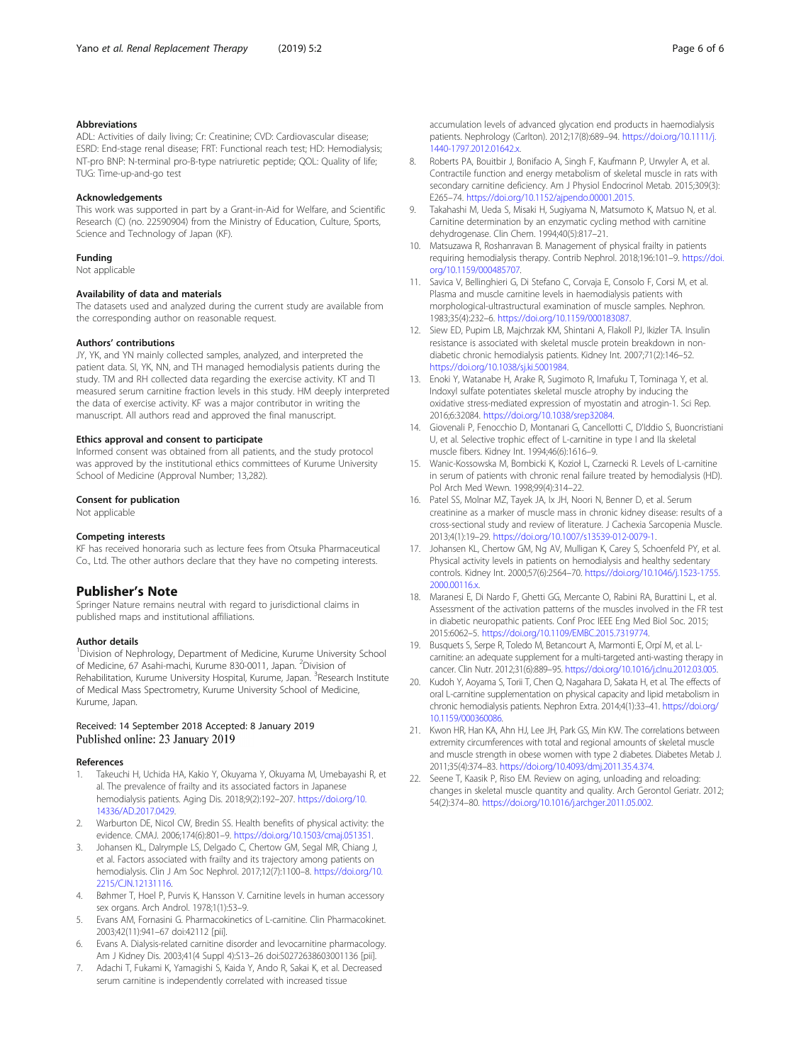### Abbreviations

ADL: Activities of daily living; Cr: Creatinine; CVD: Cardiovascular disease; ESRD: End-stage renal disease; FRT: Functional reach test; HD: Hemodialysis; NT-pro BNP: N-terminal pro-B-type natriuretic peptide; QOL: Quality of life; TUG: Time-up-and-go test

### Acknowledgements

This work was supported in part by a Grant-in-Aid for Welfare, and Scientific Research (C) (no. 22590904) from the Ministry of Education, Culture, Sports, Science and Technology of Japan (KF).

### Funding

Not applicable

### Availability of data and materials

The datasets used and analyzed during the current study are available from the corresponding author on reasonable request.

### Authors' contributions

JY, YK, and YN mainly collected samples, analyzed, and interpreted the patient data. SI, YK, NN, and TH managed hemodialysis patients during the study. TM and RH collected data regarding the exercise activity. KT and TI measured serum carnitine fraction levels in this study. HM deeply interpreted the data of exercise activity. KF was a major contributor in writing the manuscript. All authors read and approved the final manuscript.

### Ethics approval and consent to participate

Informed consent was obtained from all patients, and the study protocol was approved by the institutional ethics committees of Kurume University School of Medicine (Approval Number; 13,282).

### Consent for publication

Not applicable

### Competing interests

KF has received honoraria such as lecture fees from Otsuka Pharmaceutical Co., Ltd. The other authors declare that they have no competing interests.

## Publisher's Note

Springer Nature remains neutral with regard to jurisdictional claims in published maps and institutional affiliations.

### Author details

[1]Division of Nephrology, Department of Medicine, Kurume University School of Medicine, 67 Asahi-machi, Kurume 830-0011, Japan. [2]Division of Rehabilitation, Kurume University Hospital, Kurume, Japan. [3]Research Institute of Medical Mass Spectrometry, Kurume University School of Medicine, Kurume, Japan.

Received: 14 September 2018 Accepted: 8 January 2019
Published online: 23 January 2019

### References

1. Takeuchi H, Uchida HA, Kakio Y, Okuyama Y, Okuyama M, Umebayashi R, et al. The prevalence of frailty and its associated factors in Japanese hemodialysis patients. Aging Dis. 2018;9(2):192–207. https://doi.org/10.14336/AD.2017.0429.
2. Warburton DE, Nicol CW, Bredin SS. Health benefits of physical activity: the evidence. CMAJ. 2006;174(6):801–9. https://doi.org/10.1503/cmaj.051351.
3. Johansen KL, Dalrymple LS, Delgado C, Chertow GM, Segal MR, Chiang J, et al. Factors associated with frailty and its trajectory among patients on hemodialysis. Clin J Am Soc Nephrol. 2017;12(7):1100–8. https://doi.org/10.2215/CJN.12131116.
4. Bøhmer T, Hoel P, Purvis K, Hansson V. Carnitine levels in human accessory sex organs. Arch Androl. 1978;1(1):53–9.
5. Evans AM, Fornasini G. Pharmacokinetics of L-carnitine. Clin Pharmacokinet. 2003;42(11):941–67 doi:42112 [pii].
6. Evans A. Dialysis-related carnitine disorder and levocarnitine pharmacology. Am J Kidney Dis. 2003;41(4 Suppl 4):S13–26 doi:S0272638603001136 [pii].
7. Adachi T, Fukami K, Yamagishi S, Kaida Y, Ando R, Sakai K, et al. Decreased serum carnitine is independently correlated with increased tissue accumulation levels of advanced glycation end products in haemodialysis patients. Nephrology (Carlton). 2012;17(8):689–94. https://doi.org/10.1111/j.1440-1797.2012.01642.x.
8. Roberts PA, Bouitbir J, Bonifacio A, Singh F, Kaufmann P, Urwyler A, et al. Contractile function and energy metabolism of skeletal muscle in rats with secondary carnitine deficiency. Am J Physiol Endocrinol Metab. 2015;309(3): E265–74. https://doi.org/10.1152/ajpendo.00001.2015.
9. Takahashi M, Ueda S, Misaki H, Sugiyama N, Matsumoto K, Matsuo N, et al. Carnitine determination by an enzymatic cycling method with carnitine dehydrogenase. Clin Chem. 1994;40(5):817–21.
10. Matsuzawa R, Roshanravan B. Management of physical frailty in patients requiring hemodialysis therapy. Contrib Nephrol. 2018;196:101–9. https://doi.org/10.1159/000485707.
11. Savica V, Bellinghieri G, Di Stefano C, Corvaja E, Consolo F, Corsi M, et al. Plasma and muscle carnitine levels in haemodialysis patients with morphological-ultrastructural examination of muscle samples. Nephron. 1983;35(4):232–6. https://doi.org/10.1159/000183087.
12. Siew ED, Pupim LB, Majchrzak KM, Shintani A, Flakoll PJ, Ikizler TA. Insulin resistance is associated with skeletal muscle protein breakdown in non-diabetic chronic hemodialysis patients. Kidney Int. 2007;71(2):146–52. https://doi.org/10.1038/sj.ki.5001984.
13. Enoki Y, Watanabe H, Arake R, Sugimoto R, Imafuku T, Tominaga Y, et al. Indoxyl sulfate potentiates skeletal muscle atrophy by inducing the oxidative stress-mediated expression of myostatin and atrogin-1. Sci Rep. 2016;6:32084. https://doi.org/10.1038/srep32084.
14. Giovenali P, Fenocchio D, Montanari G, Cancellotti C, D'Iddio S, Buoncristiani U, et al. Selective trophic effect of L-carnitine in type I and IIa skeletal muscle fibers. Kidney Int. 1994;46(6):1616–9.
15. Wanic-Kossowska M, Bombicki K, Kozioł L, Czarnecki R. Levels of L-carnitine in serum of patients with chronic renal failure treated by hemodialysis (HD). Pol Arch Med Wewn. 1998;99(4):314–22.
16. Patel SS, Molnar MZ, Tayek JA, Ix JH, Noori N, Benner D, et al. Serum creatinine as a marker of muscle mass in chronic kidney disease: results of a cross-sectional study and review of literature. J Cachexia Sarcopenia Muscle. 2013;4(1):19–29. https://doi.org/10.1007/s13539-012-0079-1.
17. Johansen KL, Chertow GM, Ng AV, Mulligan K, Carey S, Schoenfeld PY, et al. Physical activity levels in patients on hemodialysis and healthy sedentary controls. Kidney Int. 2000;57(6):2564–70. https://doi.org/10.1046/j.1523-1755.2000.00116.x.
18. Maranesi E, Di Nardo F, Ghetti GG, Mercante O, Rabini RA, Burattini L, et al. Assessment of the activation patterns of the muscles involved in the FR test in diabetic neuropathic patients. Conf Proc IEEE Eng Med Biol Soc. 2015; 2015:6062–5. https://doi.org/10.1109/EMBC.2015.7319774.
19. Busquets S, Serpe R, Toledo M, Betancourt A, Marmonti E, Orpí M, et al. L-carnitine: an adequate supplement for a multi-targeted anti-wasting therapy in cancer. Clin Nutr. 2012;31(6):889–95. https://doi.org/10.1016/j.clnu.2012.03.005.
20. Kudoh Y, Aoyama S, Torii T, Chen Q, Nagahara D, Sakata H, et al. The effects of oral L-carnitine supplementation on physical capacity and lipid metabolism in chronic hemodialysis patients. Nephron Extra. 2014;4(1):33–41. https://doi.org/10.1159/000360086.
21. Kwon HR, Han KA, Ahn HJ, Lee JH, Park GS, Min KW. The correlations between extremity circumferences with total and regional amounts of skeletal muscle and muscle strength in obese women with type 2 diabetes. Diabetes Metab J. 2011;35(4):374–83. https://doi.org/10.4093/dmj.2011.35.4.374.
22. Seene T, Kaasik P, Riso EM. Review on aging, unloading and reloading: changes in skeletal muscle quantity and quality. Arch Gerontol Geriatr. 2012; 54(2):374–80. https://doi.org/10.1016/j.archger.2011.05.002.